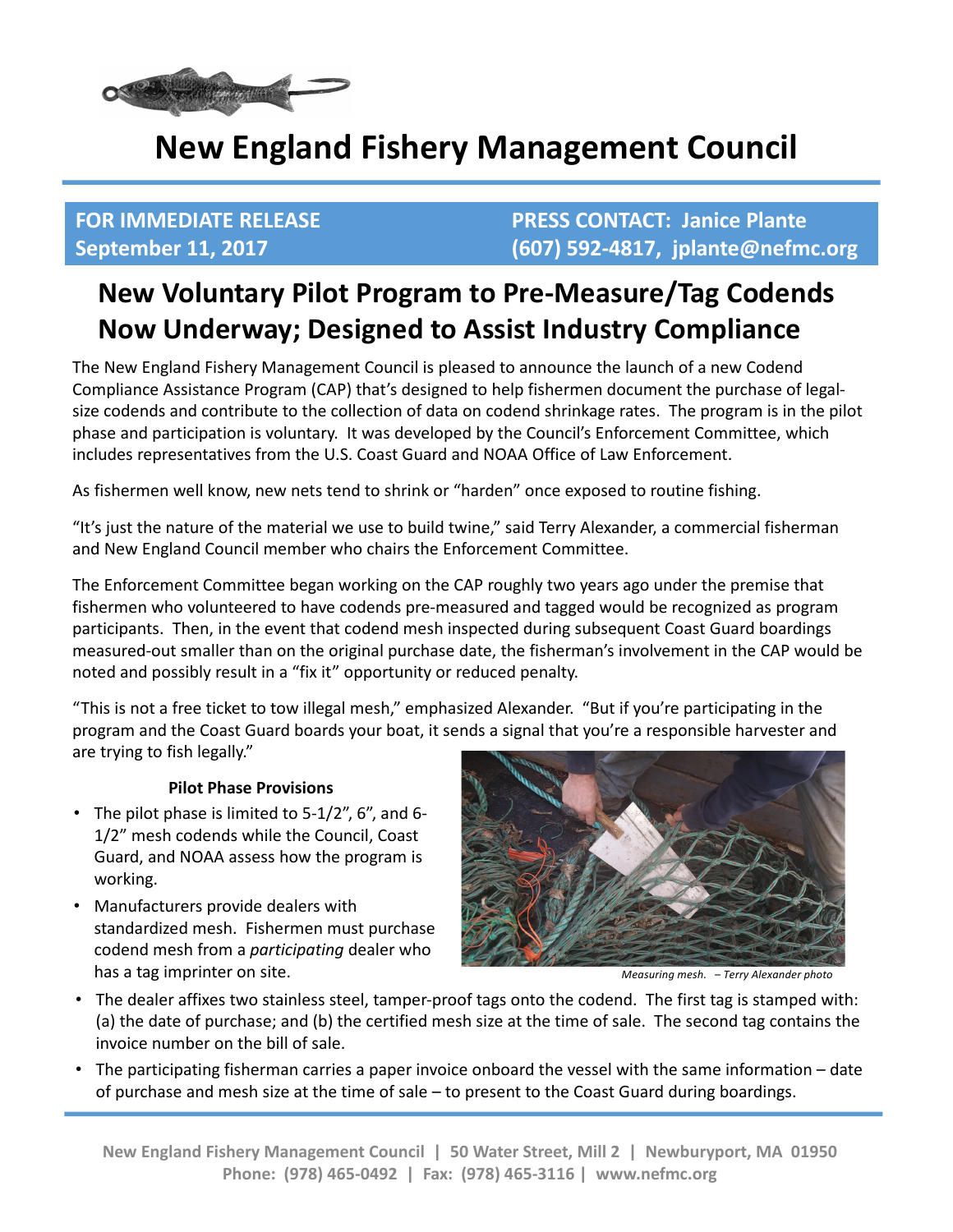# New England Fishery Management Council

**FOR IMMEDIATE RELEASE**
**September 11, 2017**

**PRESS CONTACT: Janice Plante**
**(607) 592-4817, jplante@nefmc.org**

## New Voluntary Pilot Program to Pre-Measure/Tag Codends Now Underway; Designed to Assist Industry Compliance

The New England Fishery Management Council is pleased to announce the launch of a new Codend Compliance Assistance Program (CAP) that's designed to help fishermen document the purchase of legal-size codends and contribute to the collection of data on codend shrinkage rates. The program is in the pilot phase and participation is voluntary. It was developed by the Council's Enforcement Committee, which includes representatives from the U.S. Coast Guard and NOAA Office of Law Enforcement.

As fishermen well know, new nets tend to shrink or "harden" once exposed to routine fishing.

"It's just the nature of the material we use to build twine," said Terry Alexander, a commercial fisherman and New England Council member who chairs the Enforcement Committee.

The Enforcement Committee began working on the CAP roughly two years ago under the premise that fishermen who volunteered to have codends pre-measured and tagged would be recognized as program participants. Then, in the event that codend mesh inspected during subsequent Coast Guard boardings measured-out smaller than on the original purchase date, the fisherman's involvement in the CAP would be noted and possibly result in a "fix it" opportunity or reduced penalty.

"This is not a free ticket to tow illegal mesh," emphasized Alexander. "But if you're participating in the program and the Coast Guard boards your boat, it sends a signal that you're a responsible harvester and are trying to fish legally."

### Pilot Phase Provisions

- The pilot phase is limited to 5-1/2", 6", and 6-1/2" mesh codends while the Council, Coast Guard, and NOAA assess how the program is working.
- Manufacturers provide dealers with standardized mesh. Fishermen must purchase codend mesh from a *participating* dealer who has a tag imprinter on site.
- The dealer affixes two stainless steel, tamper-proof tags onto the codend. The first tag is stamped with: (a) the date of purchase; and (b) the certified mesh size at the time of sale. The second tag contains the invoice number on the bill of sale.
- The participating fisherman carries a paper invoice onboard the vessel with the same information – date of purchase and mesh size at the time of sale – to present to the Coast Guard during boardings.

*Measuring mesh. – Terry Alexander photo*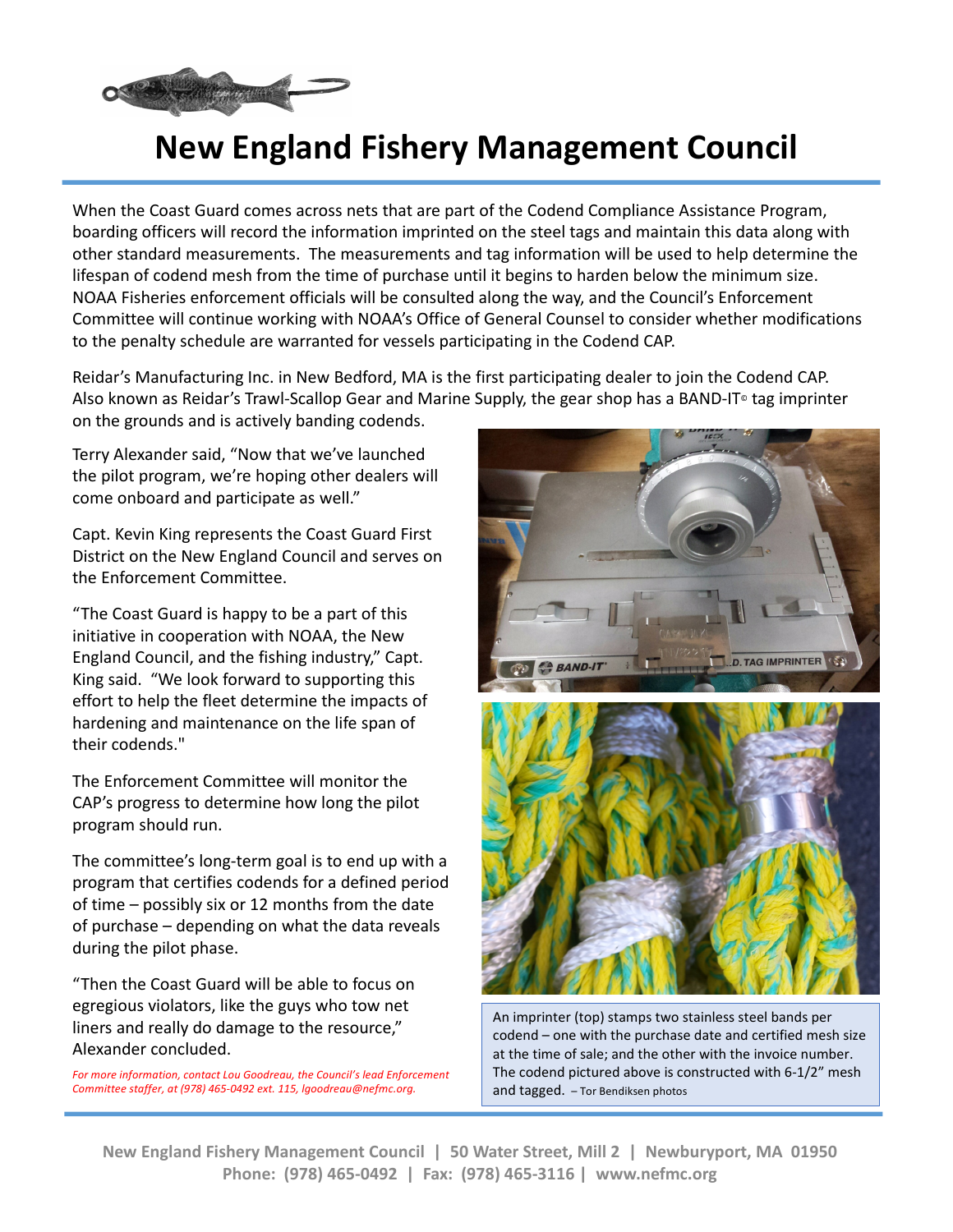# New England Fishery Management Council

When the Coast Guard comes across nets that are part of the Codend Compliance Assistance Program, boarding officers will record the information imprinted on the steel tags and maintain this data along with other standard measurements. The measurements and tag information will be used to help determine the lifespan of codend mesh from the time of purchase until it begins to harden below the minimum size. NOAA Fisheries enforcement officials will be consulted along the way, and the Council's Enforcement Committee will continue working with NOAA's Office of General Counsel to consider whether modifications to the penalty schedule are warranted for vessels participating in the Codend CAP.

Reidar's Manufacturing Inc. in New Bedford, MA is the first participating dealer to join the Codend CAP. Also known as Reidar's Trawl-Scallop Gear and Marine Supply, the gear shop has a BAND-IT® tag imprinter on the grounds and is actively banding codends.

Terry Alexander said, "Now that we've launched the pilot program, we're hoping other dealers will come onboard and participate as well."

Capt. Kevin King represents the Coast Guard First District on the New England Council and serves on the Enforcement Committee.

"The Coast Guard is happy to be a part of this initiative in cooperation with NOAA, the New England Council, and the fishing industry," Capt. King said. "We look forward to supporting this effort to help the fleet determine the impacts of hardening and maintenance on the life span of their codends."

The Enforcement Committee will monitor the CAP's progress to determine how long the pilot program should run.

The committee's long-term goal is to end up with a program that certifies codends for a defined period of time – possibly six or 12 months from the date of purchase – depending on what the data reveals during the pilot phase.

"Then the Coast Guard will be able to focus on egregious violators, like the guys who tow net liners and really do damage to the resource," Alexander concluded.

*For more information, contact Lou Goodreau, the Council's lead Enforcement Committee staffer, at (978) 465-0492 ext. 115, lgoodreau@nefmc.org.*

An imprinter (top) stamps two stainless steel bands per codend – one with the purchase date and certified mesh size at the time of sale; and the other with the invoice number. The codend pictured above is constructed with 6-1/2" mesh and tagged. – Tor Bendiksen photos

New England Fishery Management Council | 50 Water Street, Mill 2 | Newburyport, MA 01950
Phone: (978) 465-0492 | Fax: (978) 465-3116 | www.nefmc.org